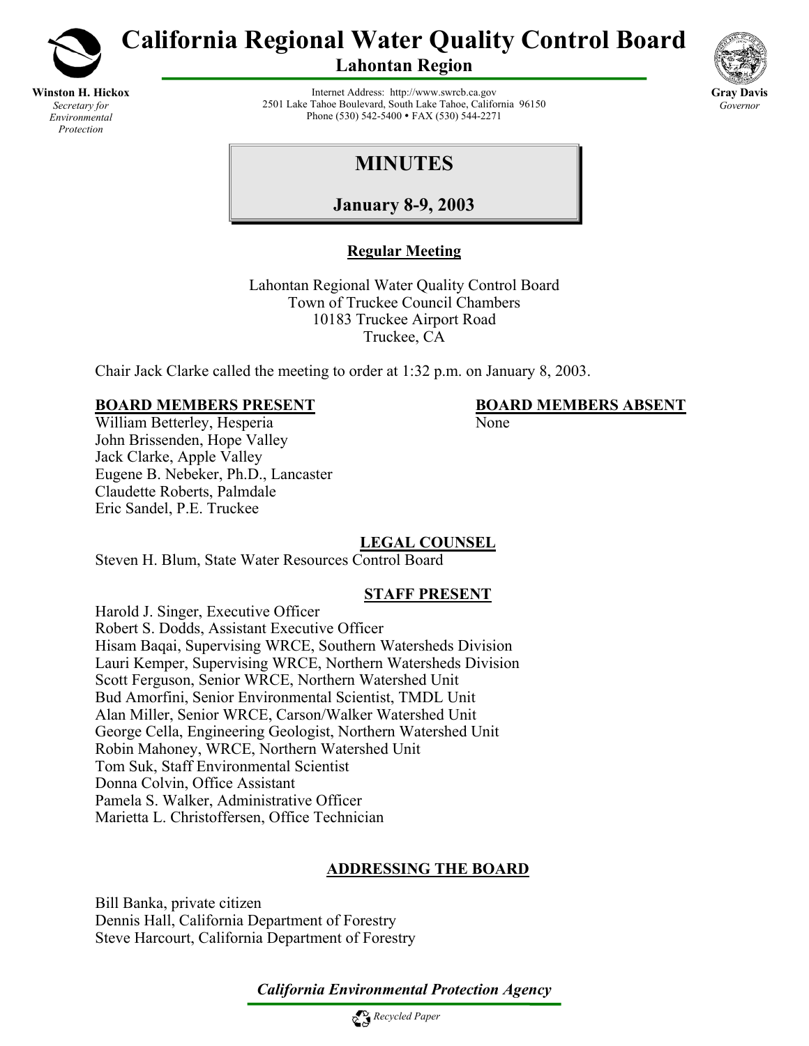# California Regional Water Quality Control Board

## Lahontan Region

**Winston H. Hickox**
*Secretary for Environmental Protection*

Internet Address: http://www.swrcb.ca.gov
2501 Lake Tahoe Boulevard, South Lake Tahoe, California 96150
Phone (530) 542-5400 • FAX (530) 544-2271

**Gray Davis**
*Governor*

# MINUTES

## January 8-9, 2003

**Regular Meeting**

Lahontan Regional Water Quality Control Board
Town of Truckee Council Chambers
10183 Truckee Airport Road
Truckee, CA

Chair Jack Clarke called the meeting to order at 1:32 p.m. on January 8, 2003.

**BOARD MEMBERS PRESENT**

William Betterley, Hesperia
John Brissenden, Hope Valley
Jack Clarke, Apple Valley
Eugene B. Nebeker, Ph.D., Lancaster
Claudette Roberts, Palmdale
Eric Sandel, P.E. Truckee

**BOARD MEMBERS ABSENT**

None

**LEGAL COUNSEL**

Steven H. Blum, State Water Resources Control Board

**STAFF PRESENT**

Harold J. Singer, Executive Officer
Robert S. Dodds, Assistant Executive Officer
Hisam Baqai, Supervising WRCE, Southern Watersheds Division
Lauri Kemper, Supervising WRCE, Northern Watersheds Division
Scott Ferguson, Senior WRCE, Northern Watershed Unit
Bud Amorfini, Senior Environmental Scientist, TMDL Unit
Alan Miller, Senior WRCE, Carson/Walker Watershed Unit
George Cella, Engineering Geologist, Northern Watershed Unit
Robin Mahoney, WRCE, Northern Watershed Unit
Tom Suk, Staff Environmental Scientist
Donna Colvin, Office Assistant
Pamela S. Walker, Administrative Officer
Marietta L. Christoffersen, Office Technician

**ADDRESSING THE BOARD**

Bill Banka, private citizen
Dennis Hall, California Department of Forestry
Steve Harcourt, California Department of Forestry

*California Environmental Protection Agency*

*Recycled Paper*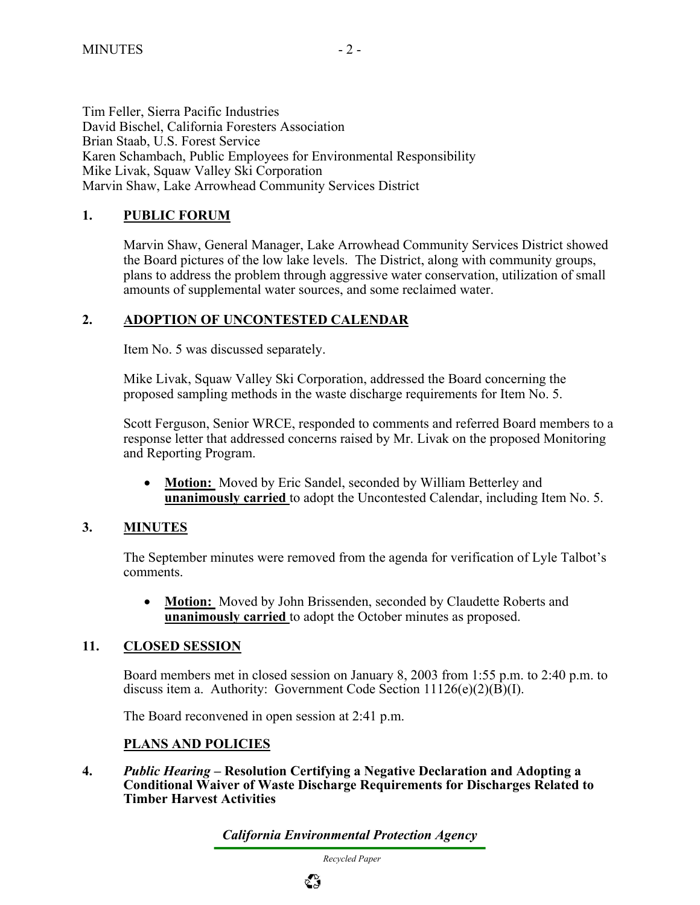Tim Feller, Sierra Pacific Industries
David Bischel, California Foresters Association
Brian Staab, U.S. Forest Service
Karen Schambach, Public Employees for Environmental Responsibility
Mike Livak, Squaw Valley Ski Corporation
Marvin Shaw, Lake Arrowhead Community Services District

## 1. PUBLIC FORUM

Marvin Shaw, General Manager, Lake Arrowhead Community Services District showed the Board pictures of the low lake levels. The District, along with community groups, plans to address the problem through aggressive water conservation, utilization of small amounts of supplemental water sources, and some reclaimed water.

## 2. ADOPTION OF UNCONTESTED CALENDAR

Item No. 5 was discussed separately.

Mike Livak, Squaw Valley Ski Corporation, addressed the Board concerning the proposed sampling methods in the waste discharge requirements for Item No. 5.

Scott Ferguson, Senior WRCE, responded to comments and referred Board members to a response letter that addressed concerns raised by Mr. Livak on the proposed Monitoring and Reporting Program.

- **Motion:** Moved by Eric Sandel, seconded by William Betterley and **unanimously carried** to adopt the Uncontested Calendar, including Item No. 5.

## 3. MINUTES

The September minutes were removed from the agenda for verification of Lyle Talbot's comments.

- **Motion:** Moved by John Brissenden, seconded by Claudette Roberts and **unanimously carried** to adopt the October minutes as proposed.

## 11. CLOSED SESSION

Board members met in closed session on January 8, 2003 from 1:55 p.m. to 2:40 p.m. to discuss item a. Authority: Government Code Section 11126(e)(2)(B)(I).

The Board reconvened in open session at 2:41 p.m.

## PLANS AND POLICIES

**4.** ***Public Hearing* – Resolution Certifying a Negative Declaration and Adopting a Conditional Waiver of Waste Discharge Requirements for Discharges Related to Timber Harvest Activities**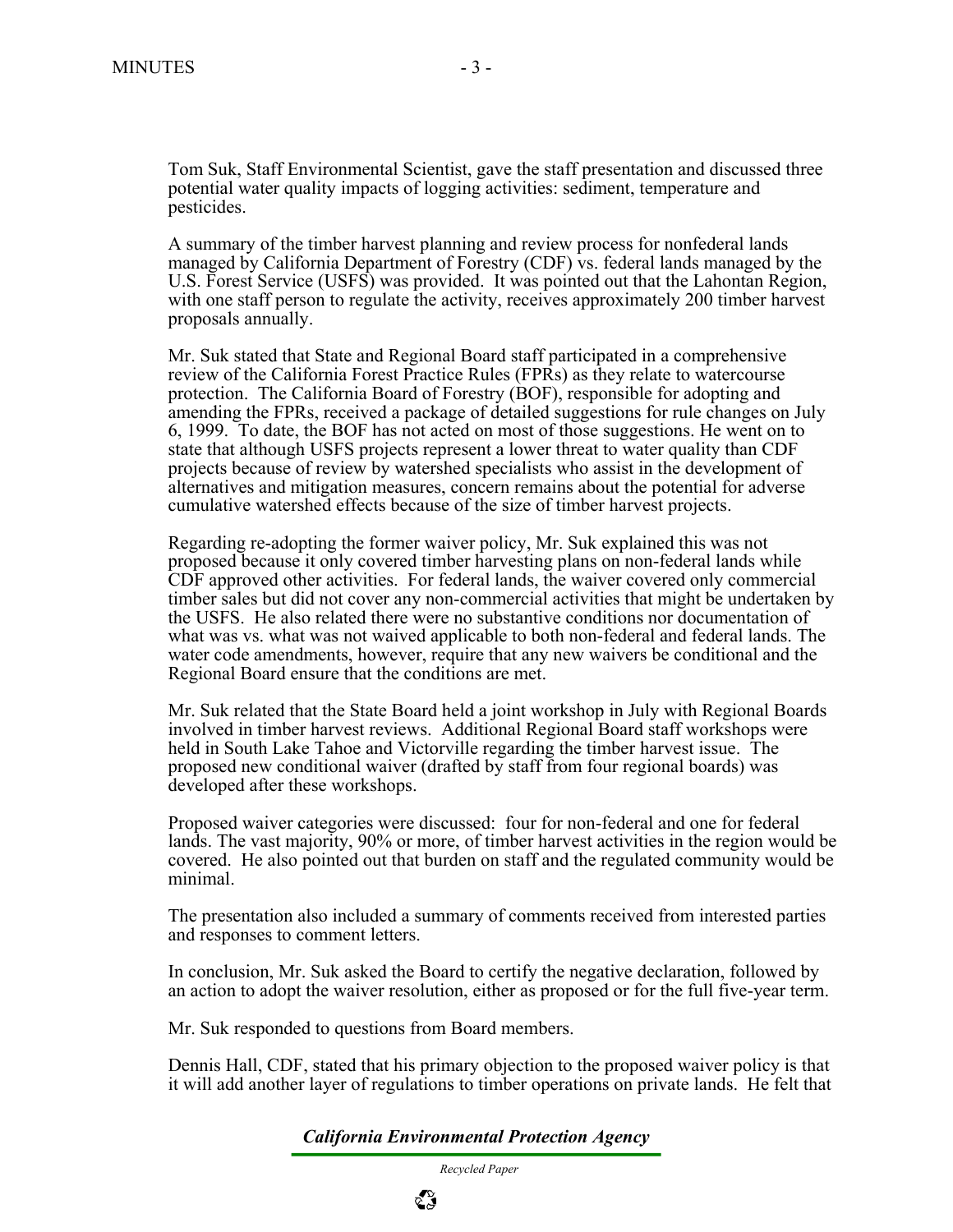Tom Suk, Staff Environmental Scientist, gave the staff presentation and discussed three potential water quality impacts of logging activities: sediment, temperature and pesticides.

A summary of the timber harvest planning and review process for nonfederal lands managed by California Department of Forestry (CDF) vs. federal lands managed by the U.S. Forest Service (USFS) was provided. It was pointed out that the Lahontan Region, with one staff person to regulate the activity, receives approximately 200 timber harvest proposals annually.

Mr. Suk stated that State and Regional Board staff participated in a comprehensive review of the California Forest Practice Rules (FPRs) as they relate to watercourse protection. The California Board of Forestry (BOF), responsible for adopting and amending the FPRs, received a package of detailed suggestions for rule changes on July 6, 1999. To date, the BOF has not acted on most of those suggestions. He went on to state that although USFS projects represent a lower threat to water quality than CDF projects because of review by watershed specialists who assist in the development of alternatives and mitigation measures, concern remains about the potential for adverse cumulative watershed effects because of the size of timber harvest projects.

Regarding re-adopting the former waiver policy, Mr. Suk explained this was not proposed because it only covered timber harvesting plans on non-federal lands while CDF approved other activities. For federal lands, the waiver covered only commercial timber sales but did not cover any non-commercial activities that might be undertaken by the USFS. He also related there were no substantive conditions nor documentation of what was vs. what was not waived applicable to both non-federal and federal lands. The water code amendments, however, require that any new waivers be conditional and the Regional Board ensure that the conditions are met.

Mr. Suk related that the State Board held a joint workshop in July with Regional Boards involved in timber harvest reviews. Additional Regional Board staff workshops were held in South Lake Tahoe and Victorville regarding the timber harvest issue. The proposed new conditional waiver (drafted by staff from four regional boards) was developed after these workshops.

Proposed waiver categories were discussed: four for non-federal and one for federal lands. The vast majority, 90% or more, of timber harvest activities in the region would be covered. He also pointed out that burden on staff and the regulated community would be minimal.

The presentation also included a summary of comments received from interested parties and responses to comment letters.

In conclusion, Mr. Suk asked the Board to certify the negative declaration, followed by an action to adopt the waiver resolution, either as proposed or for the full five-year term.

Mr. Suk responded to questions from Board members.

Dennis Hall, CDF, stated that his primary objection to the proposed waiver policy is that it will add another layer of regulations to timber operations on private lands. He felt that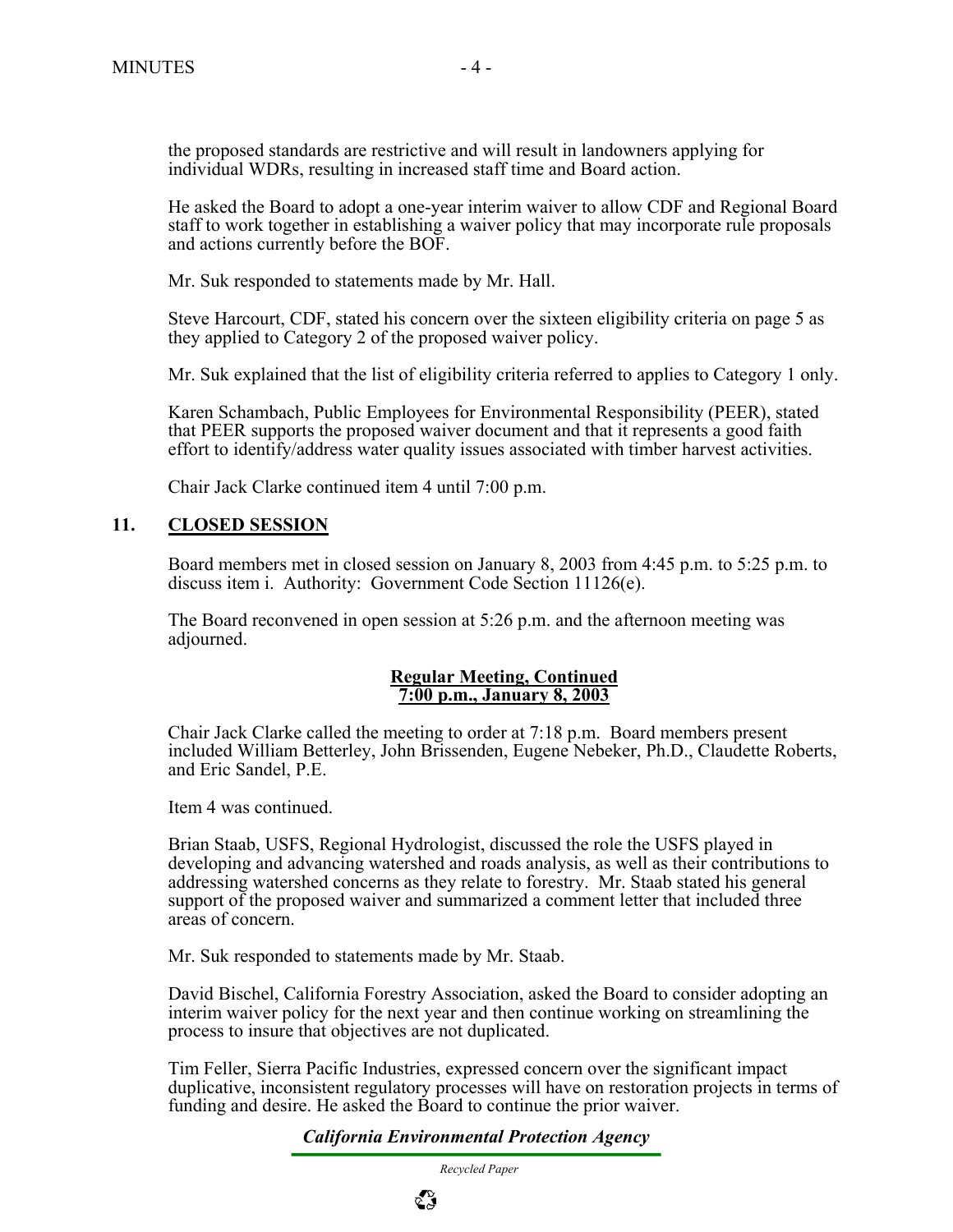the proposed standards are restrictive and will result in landowners applying for individual WDRs, resulting in increased staff time and Board action.

He asked the Board to adopt a one-year interim waiver to allow CDF and Regional Board staff to work together in establishing a waiver policy that may incorporate rule proposals and actions currently before the BOF.

Mr. Suk responded to statements made by Mr. Hall.

Steve Harcourt, CDF, stated his concern over the sixteen eligibility criteria on page 5 as they applied to Category 2 of the proposed waiver policy.

Mr. Suk explained that the list of eligibility criteria referred to applies to Category 1 only.

Karen Schambach, Public Employees for Environmental Responsibility (PEER), stated that PEER supports the proposed waiver document and that it represents a good faith effort to identify/address water quality issues associated with timber harvest activities.

Chair Jack Clarke continued item 4 until 7:00 p.m.

## 11. CLOSED SESSION

Board members met in closed session on January 8, 2003 from 4:45 p.m. to 5:25 p.m. to discuss item i. Authority: Government Code Section 11126(e).

The Board reconvened in open session at 5:26 p.m. and the afternoon meeting was adjourned.

### Regular Meeting, Continued
### 7:00 p.m., January 8, 2003

Chair Jack Clarke called the meeting to order at 7:18 p.m. Board members present included William Betterley, John Brissenden, Eugene Nebeker, Ph.D., Claudette Roberts, and Eric Sandel, P.E.

Item 4 was continued.

Brian Staab, USFS, Regional Hydrologist, discussed the role the USFS played in developing and advancing watershed and roads analysis, as well as their contributions to addressing watershed concerns as they relate to forestry. Mr. Staab stated his general support of the proposed waiver and summarized a comment letter that included three areas of concern.

Mr. Suk responded to statements made by Mr. Staab.

David Bischel, California Forestry Association, asked the Board to consider adopting an interim waiver policy for the next year and then continue working on streamlining the process to insure that objectives are not duplicated.

Tim Feller, Sierra Pacific Industries, expressed concern over the significant impact duplicative, inconsistent regulatory processes will have on restoration projects in terms of funding and desire. He asked the Board to continue the prior waiver.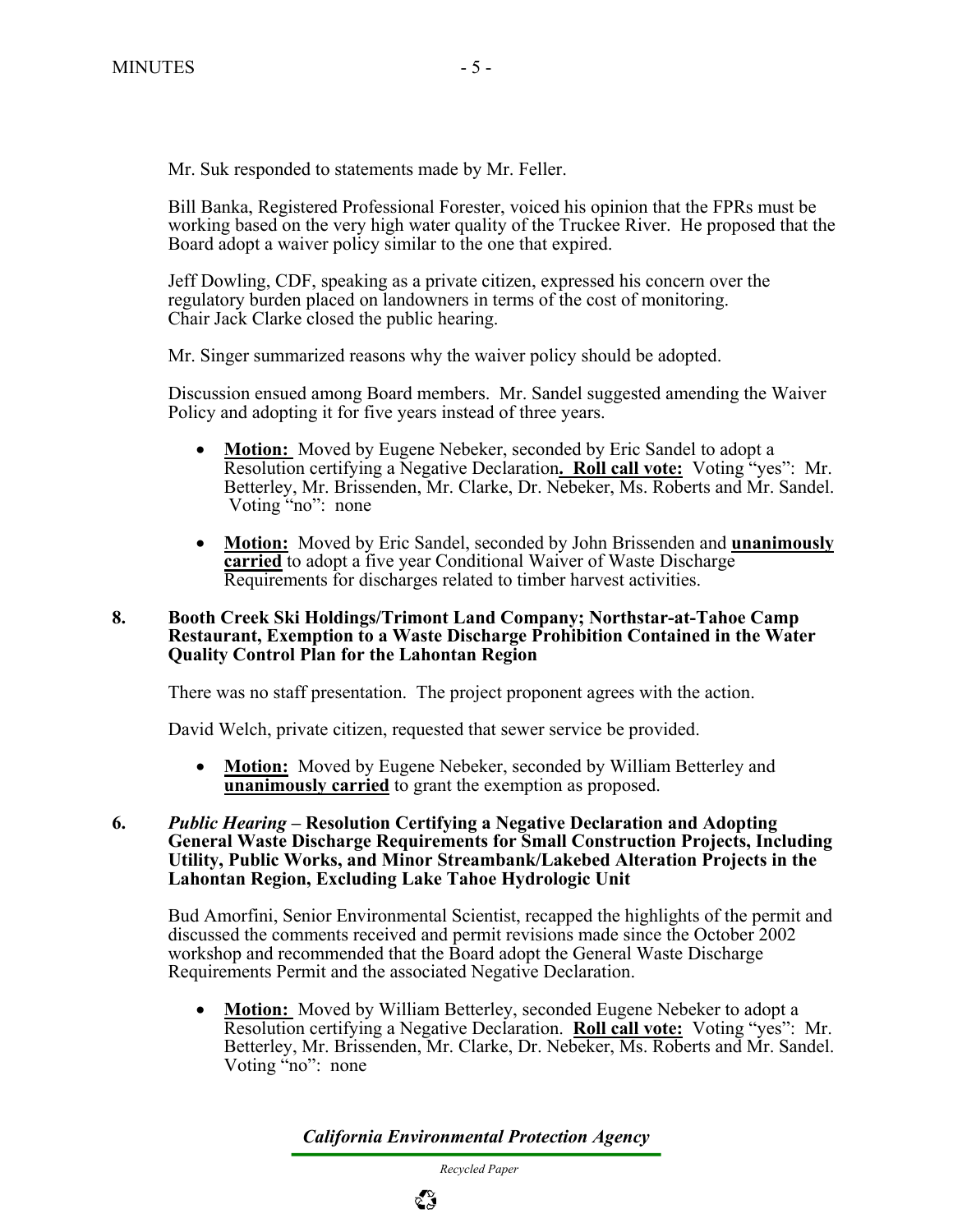Mr. Suk responded to statements made by Mr. Feller.

Bill Banka, Registered Professional Forester, voiced his opinion that the FPRs must be working based on the very high water quality of the Truckee River. He proposed that the Board adopt a waiver policy similar to the one that expired.

Jeff Dowling, CDF, speaking as a private citizen, expressed his concern over the regulatory burden placed on landowners in terms of the cost of monitoring.
Chair Jack Clarke closed the public hearing.

Mr. Singer summarized reasons why the waiver policy should be adopted.

Discussion ensued among Board members. Mr. Sandel suggested amending the Waiver Policy and adopting it for five years instead of three years.

- **Motion:** Moved by Eugene Nebeker, seconded by Eric Sandel to adopt a Resolution certifying a Negative Declaration**. Roll call vote:** Voting "yes": Mr. Betterley, Mr. Brissenden, Mr. Clarke, Dr. Nebeker, Ms. Roberts and Mr. Sandel. Voting "no": none

- **Motion:** Moved by Eric Sandel, seconded by John Brissenden and **unanimously carried** to adopt a five year Conditional Waiver of Waste Discharge Requirements for discharges related to timber harvest activities.

**8. Booth Creek Ski Holdings/Trimont Land Company; Northstar-at-Tahoe Camp Restaurant, Exemption to a Waste Discharge Prohibition Contained in the Water Quality Control Plan for the Lahontan Region**

There was no staff presentation. The project proponent agrees with the action.

David Welch, private citizen, requested that sewer service be provided.

- **Motion:** Moved by Eugene Nebeker, seconded by William Betterley and **unanimously carried** to grant the exemption as proposed.

**6. *Public Hearing* – Resolution Certifying a Negative Declaration and Adopting General Waste Discharge Requirements for Small Construction Projects, Including Utility, Public Works, and Minor Streambank/Lakebed Alteration Projects in the Lahontan Region, Excluding Lake Tahoe Hydrologic Unit**

Bud Amorfini, Senior Environmental Scientist, recapped the highlights of the permit and discussed the comments received and permit revisions made since the October 2002 workshop and recommended that the Board adopt the General Waste Discharge Requirements Permit and the associated Negative Declaration.

- **Motion:** Moved by William Betterley, seconded Eugene Nebeker to adopt a Resolution certifying a Negative Declaration. **Roll call vote:** Voting "yes": Mr. Betterley, Mr. Brissenden, Mr. Clarke, Dr. Nebeker, Ms. Roberts and Mr. Sandel. Voting "no": none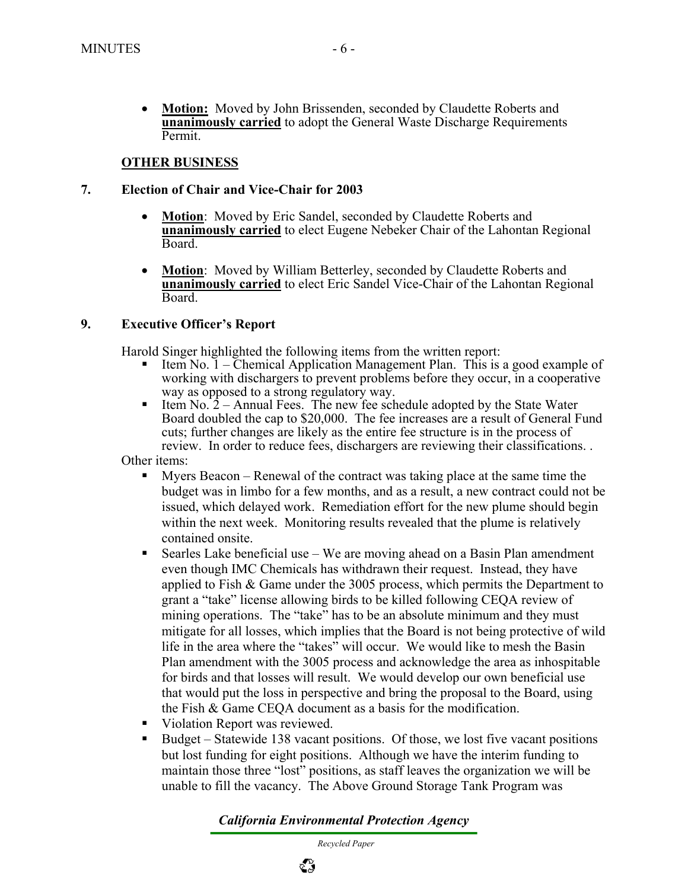- **Motion:** Moved by John Brissenden, seconded by Claudette Roberts and **unanimously carried** to adopt the General Waste Discharge Requirements Permit.

**OTHER BUSINESS**

**7. Election of Chair and Vice-Chair for 2003**

- **Motion**: Moved by Eric Sandel, seconded by Claudette Roberts and **unanimously carried** to elect Eugene Nebeker Chair of the Lahontan Regional Board.
- **Motion**: Moved by William Betterley, seconded by Claudette Roberts and **unanimously carried** to elect Eric Sandel Vice-Chair of the Lahontan Regional Board.

**9. Executive Officer's Report**

Harold Singer highlighted the following items from the written report:

- Item No. 1 – Chemical Application Management Plan. This is a good example of working with dischargers to prevent problems before they occur, in a cooperative way as opposed to a strong regulatory way.
- Item No. 2 – Annual Fees. The new fee schedule adopted by the State Water Board doubled the cap to $20,000. The fee increases are a result of General Fund cuts; further changes are likely as the entire fee structure is in the process of review. In order to reduce fees, dischargers are reviewing their classifications. .

Other items:

- Myers Beacon – Renewal of the contract was taking place at the same time the budget was in limbo for a few months, and as a result, a new contract could not be issued, which delayed work. Remediation effort for the new plume should begin within the next week. Monitoring results revealed that the plume is relatively contained onsite.
- Searles Lake beneficial use – We are moving ahead on a Basin Plan amendment even though IMC Chemicals has withdrawn their request. Instead, they have applied to Fish & Game under the 3005 process, which permits the Department to grant a "take" license allowing birds to be killed following CEQA review of mining operations. The "take" has to be an absolute minimum and they must mitigate for all losses, which implies that the Board is not being protective of wild life in the area where the "takes" will occur. We would like to mesh the Basin Plan amendment with the 3005 process and acknowledge the area as inhospitable for birds and that losses will result. We would develop our own beneficial use that would put the loss in perspective and bring the proposal to the Board, using the Fish & Game CEQA document as a basis for the modification.
- Violation Report was reviewed.
- Budget – Statewide 138 vacant positions. Of those, we lost five vacant positions but lost funding for eight positions. Although we have the interim funding to maintain those three "lost" positions, as staff leaves the organization we will be unable to fill the vacancy. The Above Ground Storage Tank Program was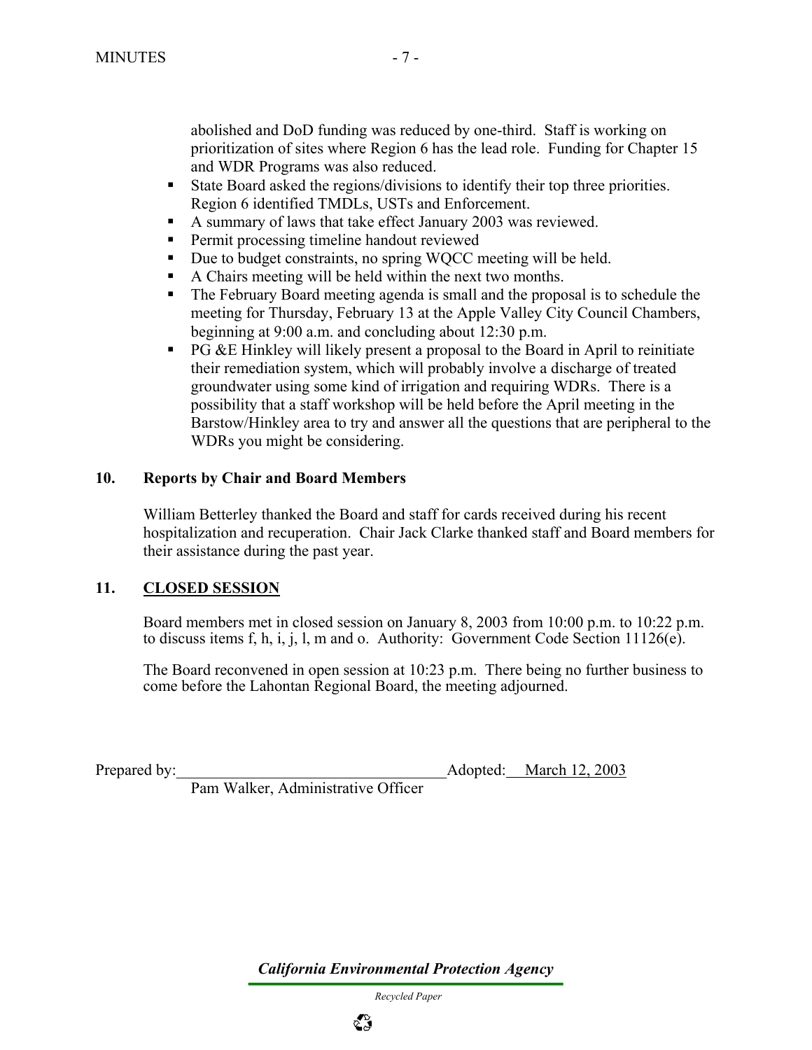abolished and DoD funding was reduced by one-third. Staff is working on prioritization of sites where Region 6 has the lead role. Funding for Chapter 15 and WDR Programs was also reduced.

- State Board asked the regions/divisions to identify their top three priorities. Region 6 identified TMDLs, USTs and Enforcement.
- A summary of laws that take effect January 2003 was reviewed.
- Permit processing timeline handout reviewed
- Due to budget constraints, no spring WQCC meeting will be held.
- A Chairs meeting will be held within the next two months.
- The February Board meeting agenda is small and the proposal is to schedule the meeting for Thursday, February 13 at the Apple Valley City Council Chambers, beginning at 9:00 a.m. and concluding about 12:30 p.m.
- PG &E Hinkley will likely present a proposal to the Board in April to reinitiate their remediation system, which will probably involve a discharge of treated groundwater using some kind of irrigation and requiring WDRs. There is a possibility that a staff workshop will be held before the April meeting in the Barstow/Hinkley area to try and answer all the questions that are peripheral to the WDRs you might be considering.

## 10. Reports by Chair and Board Members

William Betterley thanked the Board and staff for cards received during his recent hospitalization and recuperation. Chair Jack Clarke thanked staff and Board members for their assistance during the past year.

## 11. CLOSED SESSION

Board members met in closed session on January 8, 2003 from 10:00 p.m. to 10:22 p.m. to discuss items f, h, i, j, l, m and o. Authority: Government Code Section 11126(e).

The Board reconvened in open session at 10:23 p.m. There being no further business to come before the Lahontan Regional Board, the meeting adjourned.

Prepared by:\_\_\_\_\_\_\_\_\_\_\_\_\_\_\_\_\_\_\_\_\_\_\_\_\_\_\_\_\_\_\_\_\_\_ Adopted: March 12, 2003

Pam Walker, Administrative Officer

*California Environmental Protection Agency*

*Recycled Paper*